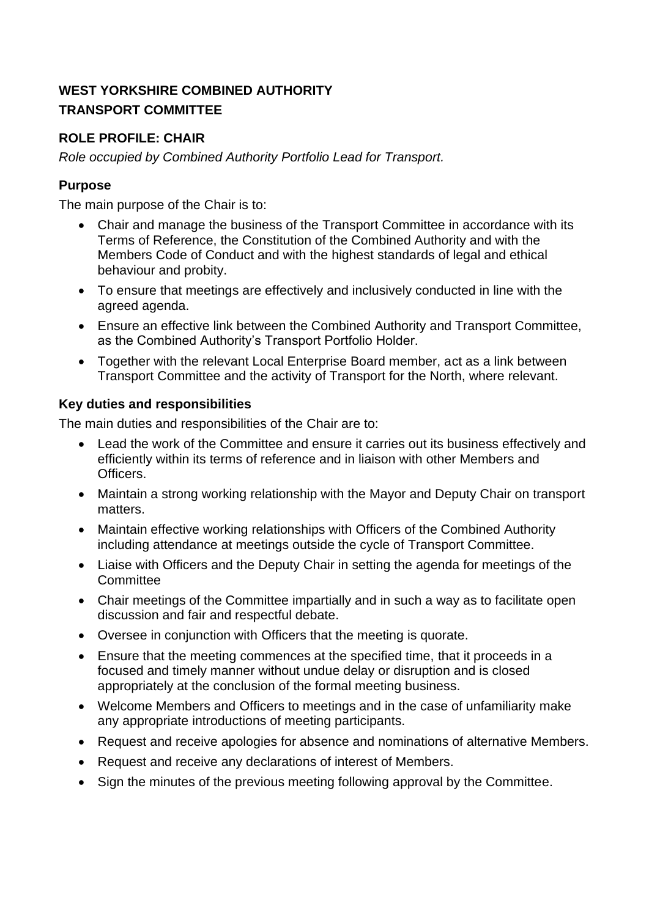# WEST YORKSHIRE COMBINED AUTHORITY
# TRANSPORT COMMITTEE

## ROLE PROFILE: CHAIR

*Role occupied by Combined Authority Portfolio Lead for Transport.*

### Purpose

The main purpose of the Chair is to:

- Chair and manage the business of the Transport Committee in accordance with its Terms of Reference, the Constitution of the Combined Authority and with the Members Code of Conduct and with the highest standards of legal and ethical behaviour and probity.
- To ensure that meetings are effectively and inclusively conducted in line with the agreed agenda.
- Ensure an effective link between the Combined Authority and Transport Committee, as the Combined Authority's Transport Portfolio Holder.
- Together with the relevant Local Enterprise Board member, act as a link between Transport Committee and the activity of Transport for the North, where relevant.

### Key duties and responsibilities

The main duties and responsibilities of the Chair are to:

- Lead the work of the Committee and ensure it carries out its business effectively and efficiently within its terms of reference and in liaison with other Members and Officers.
- Maintain a strong working relationship with the Mayor and Deputy Chair on transport matters.
- Maintain effective working relationships with Officers of the Combined Authority including attendance at meetings outside the cycle of Transport Committee.
- Liaise with Officers and the Deputy Chair in setting the agenda for meetings of the Committee
- Chair meetings of the Committee impartially and in such a way as to facilitate open discussion and fair and respectful debate.
- Oversee in conjunction with Officers that the meeting is quorate.
- Ensure that the meeting commences at the specified time, that it proceeds in a focused and timely manner without undue delay or disruption and is closed appropriately at the conclusion of the formal meeting business.
- Welcome Members and Officers to meetings and in the case of unfamiliarity make any appropriate introductions of meeting participants.
- Request and receive apologies for absence and nominations of alternative Members.
- Request and receive any declarations of interest of Members.
- Sign the minutes of the previous meeting following approval by the Committee.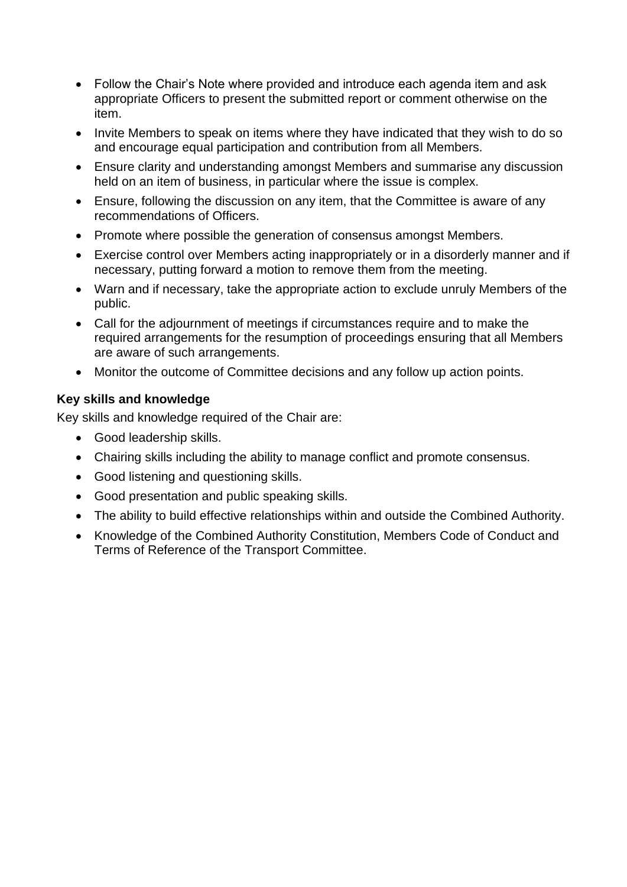- Follow the Chair's Note where provided and introduce each agenda item and ask appropriate Officers to present the submitted report or comment otherwise on the item.
- Invite Members to speak on items where they have indicated that they wish to do so and encourage equal participation and contribution from all Members.
- Ensure clarity and understanding amongst Members and summarise any discussion held on an item of business, in particular where the issue is complex.
- Ensure, following the discussion on any item, that the Committee is aware of any recommendations of Officers.
- Promote where possible the generation of consensus amongst Members.
- Exercise control over Members acting inappropriately or in a disorderly manner and if necessary, putting forward a motion to remove them from the meeting.
- Warn and if necessary, take the appropriate action to exclude unruly Members of the public.
- Call for the adjournment of meetings if circumstances require and to make the required arrangements for the resumption of proceedings ensuring that all Members are aware of such arrangements.
- Monitor the outcome of Committee decisions and any follow up action points.

**Key skills and knowledge**

Key skills and knowledge required of the Chair are:

- Good leadership skills.
- Chairing skills including the ability to manage conflict and promote consensus.
- Good listening and questioning skills.
- Good presentation and public speaking skills.
- The ability to build effective relationships within and outside the Combined Authority.
- Knowledge of the Combined Authority Constitution, Members Code of Conduct and Terms of Reference of the Transport Committee.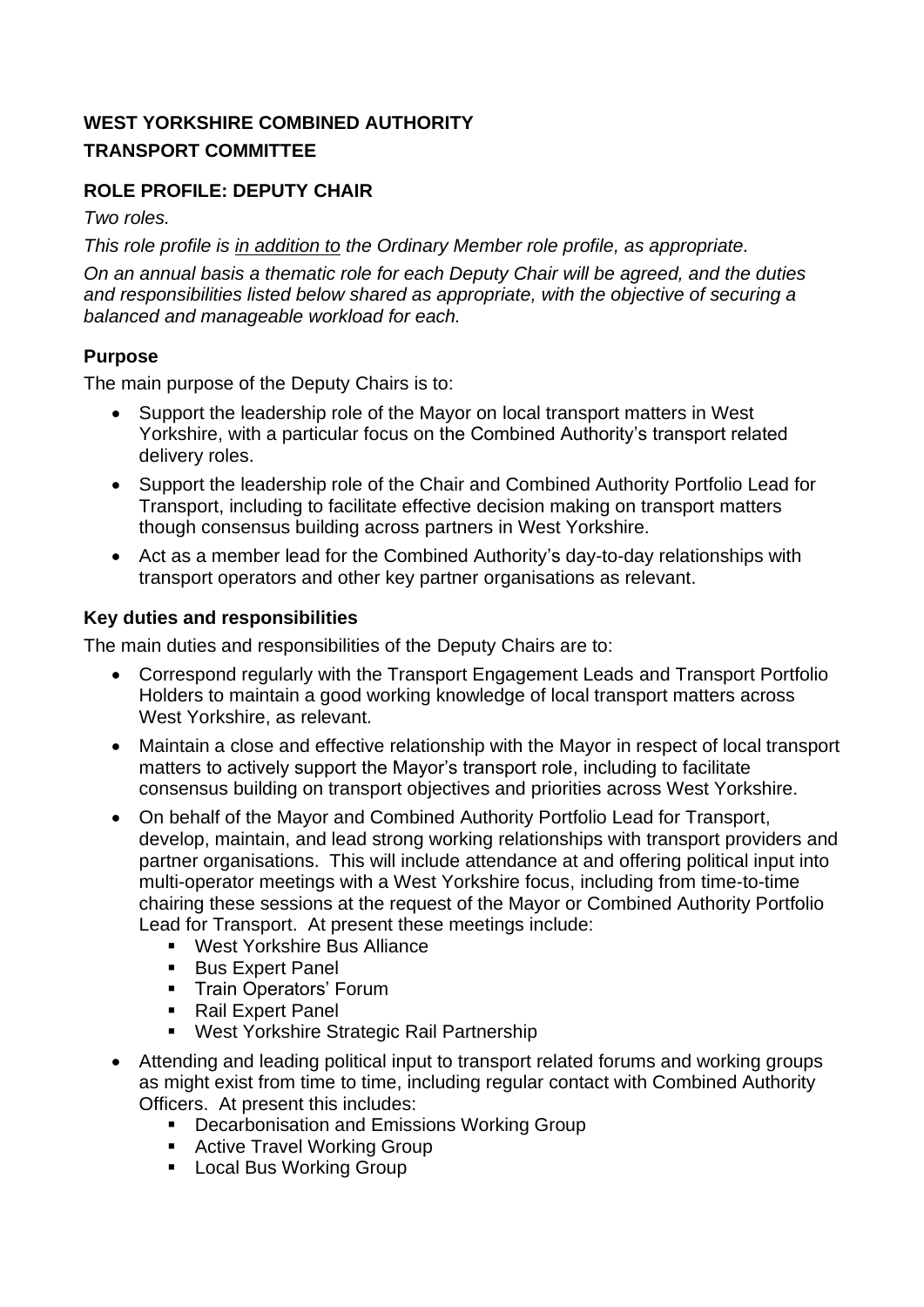**WEST YORKSHIRE COMBINED AUTHORITY**

**TRANSPORT COMMITTEE**

## ROLE PROFILE: DEPUTY CHAIR

*Two roles.*

*This role profile is <u>in addition to</u> the Ordinary Member role profile, as appropriate.*

*On an annual basis a thematic role for each Deputy Chair will be agreed, and the duties and responsibilities listed below shared as appropriate, with the objective of securing a balanced and manageable workload for each.*

### Purpose

The main purpose of the Deputy Chairs is to:

- Support the leadership role of the Mayor on local transport matters in West Yorkshire, with a particular focus on the Combined Authority's transport related delivery roles.
- Support the leadership role of the Chair and Combined Authority Portfolio Lead for Transport, including to facilitate effective decision making on transport matters though consensus building across partners in West Yorkshire.
- Act as a member lead for the Combined Authority's day-to-day relationships with transport operators and other key partner organisations as relevant.

### Key duties and responsibilities

The main duties and responsibilities of the Deputy Chairs are to:

- Correspond regularly with the Transport Engagement Leads and Transport Portfolio Holders to maintain a good working knowledge of local transport matters across West Yorkshire, as relevant.
- Maintain a close and effective relationship with the Mayor in respect of local transport matters to actively support the Mayor's transport role, including to facilitate consensus building on transport objectives and priorities across West Yorkshire.
- On behalf of the Mayor and Combined Authority Portfolio Lead for Transport, develop, maintain, and lead strong working relationships with transport providers and partner organisations. This will include attendance at and offering political input into multi-operator meetings with a West Yorkshire focus, including from time-to-time chairing these sessions at the request of the Mayor or Combined Authority Portfolio Lead for Transport. At present these meetings include:
  - West Yorkshire Bus Alliance
  - Bus Expert Panel
  - Train Operators' Forum
  - Rail Expert Panel
  - West Yorkshire Strategic Rail Partnership
- Attending and leading political input to transport related forums and working groups as might exist from time to time, including regular contact with Combined Authority Officers. At present this includes:
  - Decarbonisation and Emissions Working Group
  - Active Travel Working Group
  - Local Bus Working Group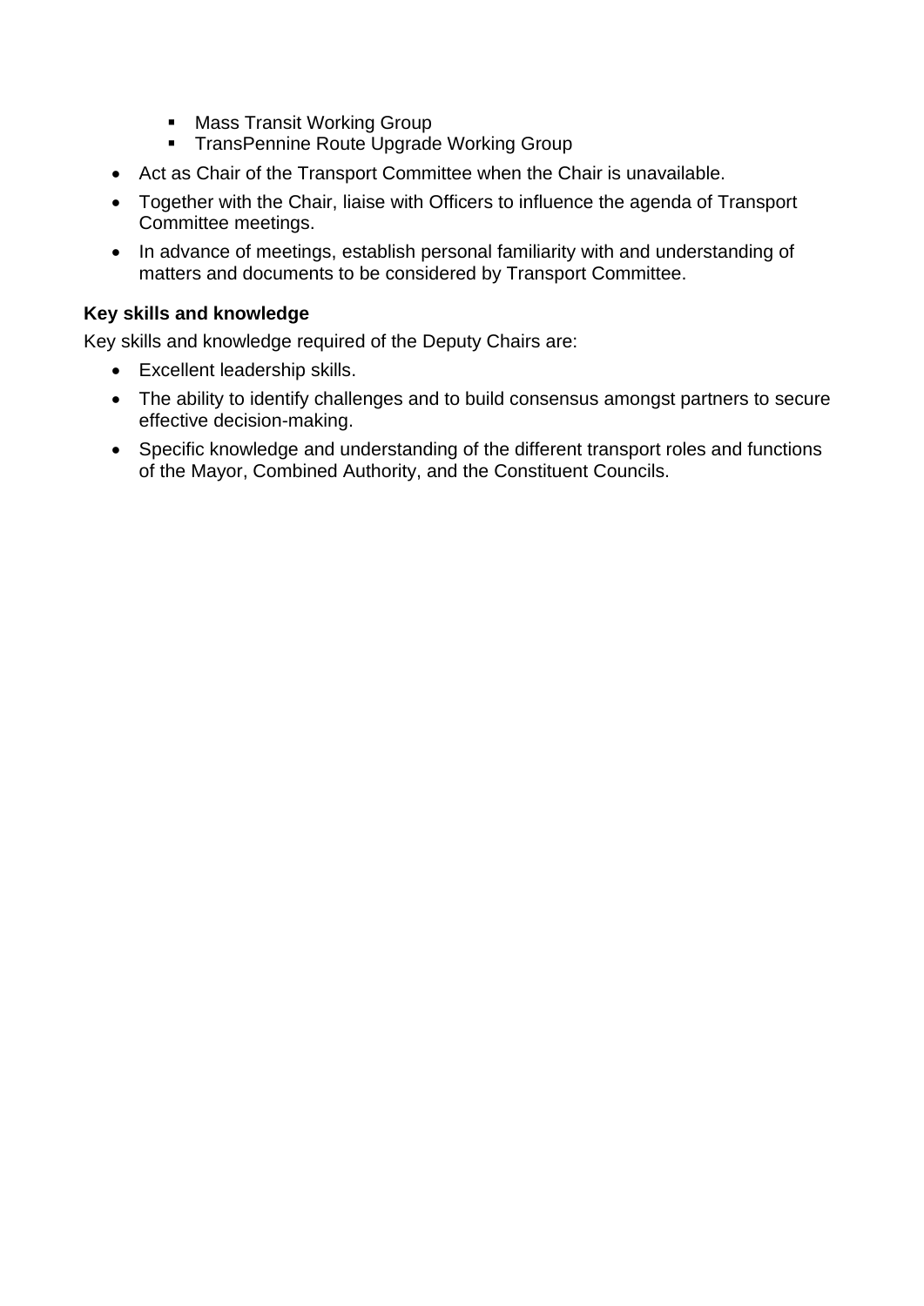- Mass Transit Working Group
  - TransPennine Route Upgrade Working Group
- Act as Chair of the Transport Committee when the Chair is unavailable.
- Together with the Chair, liaise with Officers to influence the agenda of Transport Committee meetings.
- In advance of meetings, establish personal familiarity with and understanding of matters and documents to be considered by Transport Committee.

**Key skills and knowledge**

Key skills and knowledge required of the Deputy Chairs are:

- Excellent leadership skills.
- The ability to identify challenges and to build consensus amongst partners to secure effective decision-making.
- Specific knowledge and understanding of the different transport roles and functions of the Mayor, Combined Authority, and the Constituent Councils.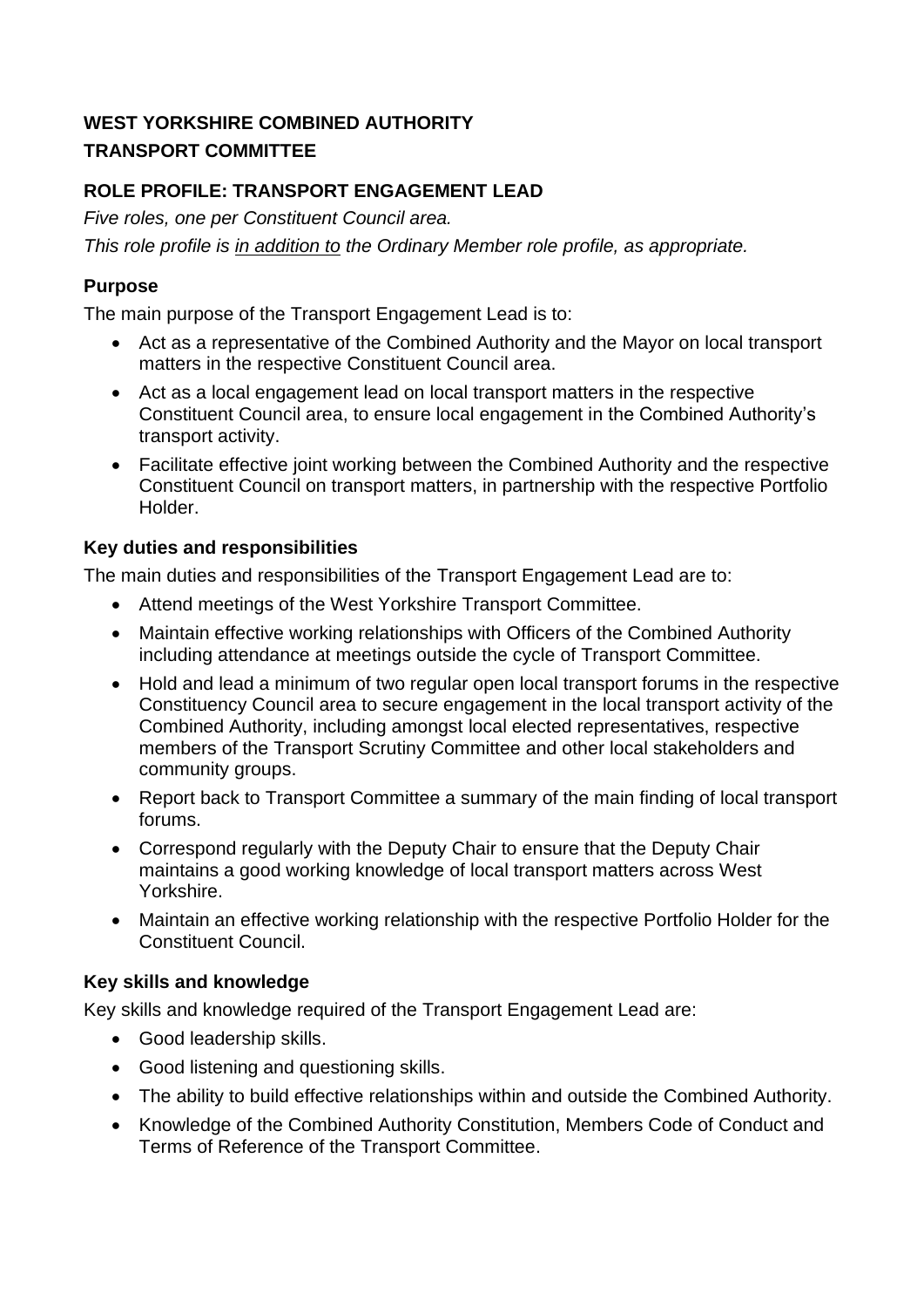**WEST YORKSHIRE COMBINED AUTHORITY**
**TRANSPORT COMMITTEE**

**ROLE PROFILE: TRANSPORT ENGAGEMENT LEAD**

*Five roles, one per Constituent Council area.*

*This role profile is <u>in addition to</u> the Ordinary Member role profile, as appropriate.*

**Purpose**

The main purpose of the Transport Engagement Lead is to:

- Act as a representative of the Combined Authority and the Mayor on local transport matters in the respective Constituent Council area.
- Act as a local engagement lead on local transport matters in the respective Constituent Council area, to ensure local engagement in the Combined Authority's transport activity.
- Facilitate effective joint working between the Combined Authority and the respective Constituent Council on transport matters, in partnership with the respective Portfolio Holder.

**Key duties and responsibilities**

The main duties and responsibilities of the Transport Engagement Lead are to:

- Attend meetings of the West Yorkshire Transport Committee.
- Maintain effective working relationships with Officers of the Combined Authority including attendance at meetings outside the cycle of Transport Committee.
- Hold and lead a minimum of two regular open local transport forums in the respective Constituency Council area to secure engagement in the local transport activity of the Combined Authority, including amongst local elected representatives, respective members of the Transport Scrutiny Committee and other local stakeholders and community groups.
- Report back to Transport Committee a summary of the main finding of local transport forums.
- Correspond regularly with the Deputy Chair to ensure that the Deputy Chair maintains a good working knowledge of local transport matters across West Yorkshire.
- Maintain an effective working relationship with the respective Portfolio Holder for the Constituent Council.

**Key skills and knowledge**

Key skills and knowledge required of the Transport Engagement Lead are:

- Good leadership skills.
- Good listening and questioning skills.
- The ability to build effective relationships within and outside the Combined Authority.
- Knowledge of the Combined Authority Constitution, Members Code of Conduct and Terms of Reference of the Transport Committee.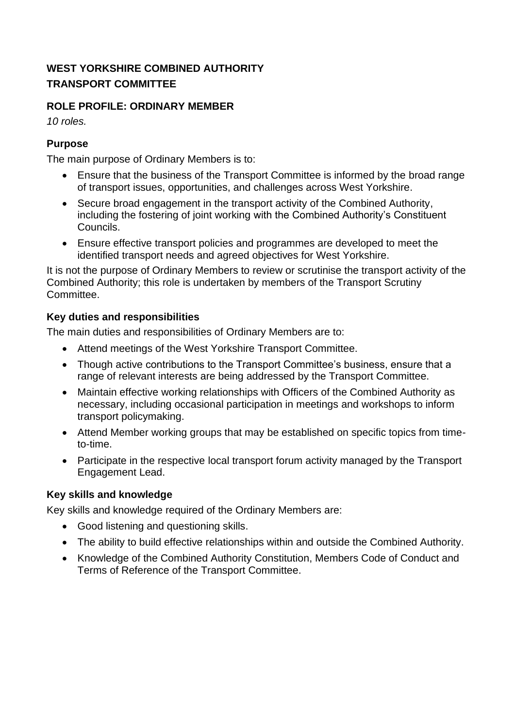**WEST YORKSHIRE COMBINED AUTHORITY**
**TRANSPORT COMMITTEE**

## ROLE PROFILE: ORDINARY MEMBER

*10 roles.*

### Purpose

The main purpose of Ordinary Members is to:

- Ensure that the business of the Transport Committee is informed by the broad range of transport issues, opportunities, and challenges across West Yorkshire.
- Secure broad engagement in the transport activity of the Combined Authority, including the fostering of joint working with the Combined Authority's Constituent Councils.
- Ensure effective transport policies and programmes are developed to meet the identified transport needs and agreed objectives for West Yorkshire.

It is not the purpose of Ordinary Members to review or scrutinise the transport activity of the Combined Authority; this role is undertaken by members of the Transport Scrutiny Committee.

### Key duties and responsibilities

The main duties and responsibilities of Ordinary Members are to:

- Attend meetings of the West Yorkshire Transport Committee.
- Though active contributions to the Transport Committee's business, ensure that a range of relevant interests are being addressed by the Transport Committee.
- Maintain effective working relationships with Officers of the Combined Authority as necessary, including occasional participation in meetings and workshops to inform transport policymaking.
- Attend Member working groups that may be established on specific topics from time-to-time.
- Participate in the respective local transport forum activity managed by the Transport Engagement Lead.

### Key skills and knowledge

Key skills and knowledge required of the Ordinary Members are:

- Good listening and questioning skills.
- The ability to build effective relationships within and outside the Combined Authority.
- Knowledge of the Combined Authority Constitution, Members Code of Conduct and Terms of Reference of the Transport Committee.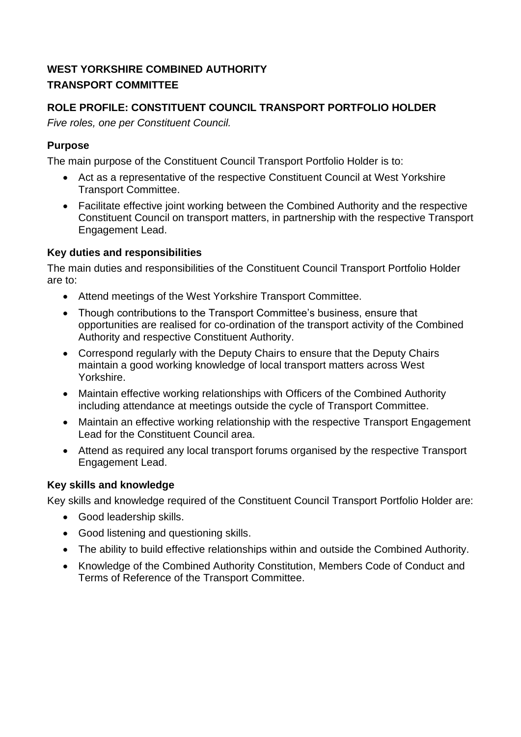**WEST YORKSHIRE COMBINED AUTHORITY**

**TRANSPORT COMMITTEE**

## ROLE PROFILE: CONSTITUENT COUNCIL TRANSPORT PORTFOLIO HOLDER

*Five roles, one per Constituent Council.*

### Purpose

The main purpose of the Constituent Council Transport Portfolio Holder is to:

- Act as a representative of the respective Constituent Council at West Yorkshire Transport Committee.
- Facilitate effective joint working between the Combined Authority and the respective Constituent Council on transport matters, in partnership with the respective Transport Engagement Lead.

### Key duties and responsibilities

The main duties and responsibilities of the Constituent Council Transport Portfolio Holder are to:

- Attend meetings of the West Yorkshire Transport Committee.
- Though contributions to the Transport Committee's business, ensure that opportunities are realised for co-ordination of the transport activity of the Combined Authority and respective Constituent Authority.
- Correspond regularly with the Deputy Chairs to ensure that the Deputy Chairs maintain a good working knowledge of local transport matters across West Yorkshire.
- Maintain effective working relationships with Officers of the Combined Authority including attendance at meetings outside the cycle of Transport Committee.
- Maintain an effective working relationship with the respective Transport Engagement Lead for the Constituent Council area.
- Attend as required any local transport forums organised by the respective Transport Engagement Lead.

### Key skills and knowledge

Key skills and knowledge required of the Constituent Council Transport Portfolio Holder are:

- Good leadership skills.
- Good listening and questioning skills.
- The ability to build effective relationships within and outside the Combined Authority.
- Knowledge of the Combined Authority Constitution, Members Code of Conduct and Terms of Reference of the Transport Committee.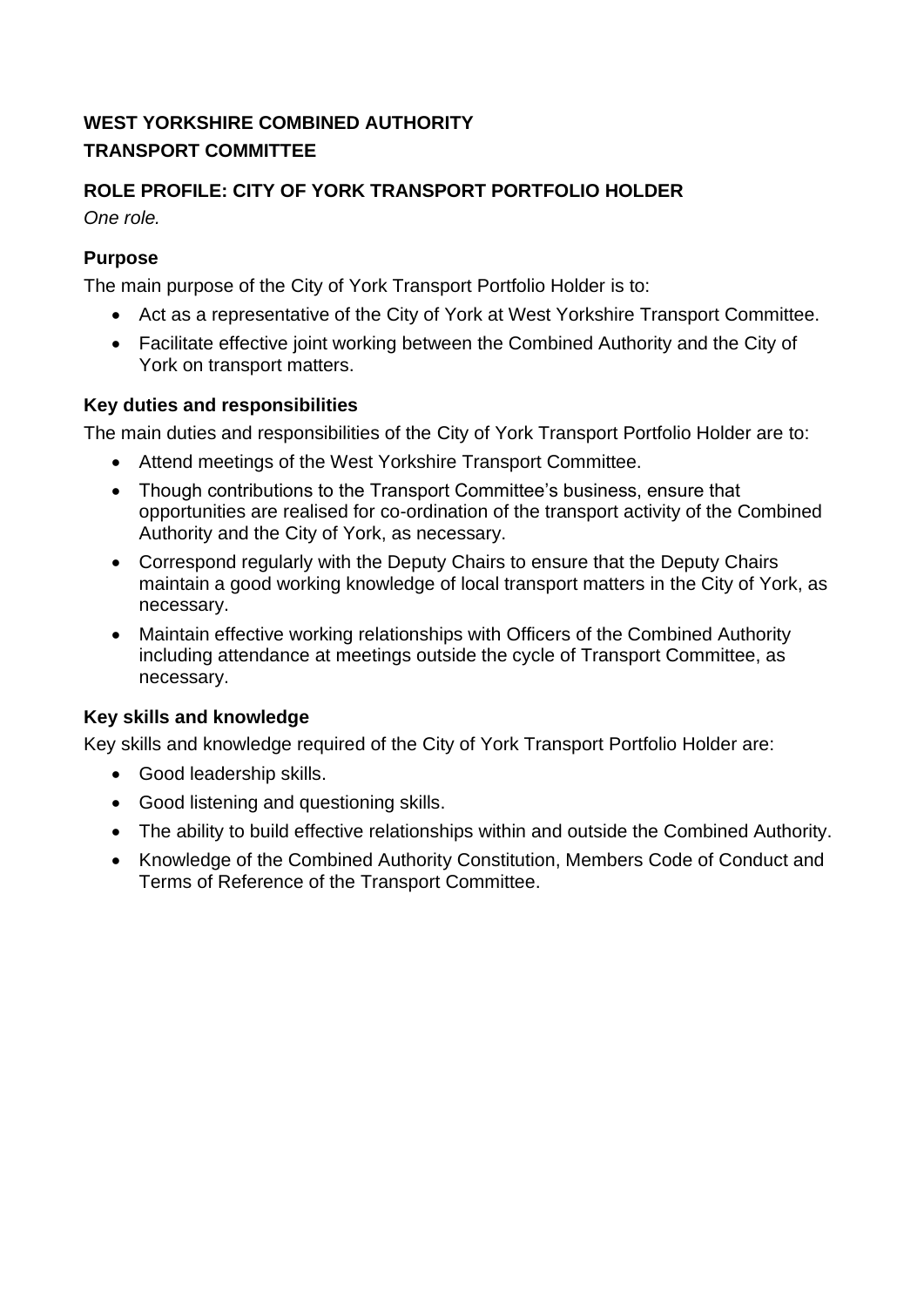**WEST YORKSHIRE COMBINED AUTHORITY**
**TRANSPORT COMMITTEE**

### ROLE PROFILE: CITY OF YORK TRANSPORT PORTFOLIO HOLDER

*One role.*

#### Purpose

The main purpose of the City of York Transport Portfolio Holder is to:

- Act as a representative of the City of York at West Yorkshire Transport Committee.
- Facilitate effective joint working between the Combined Authority and the City of York on transport matters.

#### Key duties and responsibilities

The main duties and responsibilities of the City of York Transport Portfolio Holder are to:

- Attend meetings of the West Yorkshire Transport Committee.
- Though contributions to the Transport Committee's business, ensure that opportunities are realised for co-ordination of the transport activity of the Combined Authority and the City of York, as necessary.
- Correspond regularly with the Deputy Chairs to ensure that the Deputy Chairs maintain a good working knowledge of local transport matters in the City of York, as necessary.
- Maintain effective working relationships with Officers of the Combined Authority including attendance at meetings outside the cycle of Transport Committee, as necessary.

#### Key skills and knowledge

Key skills and knowledge required of the City of York Transport Portfolio Holder are:

- Good leadership skills.
- Good listening and questioning skills.
- The ability to build effective relationships within and outside the Combined Authority.
- Knowledge of the Combined Authority Constitution, Members Code of Conduct and Terms of Reference of the Transport Committee.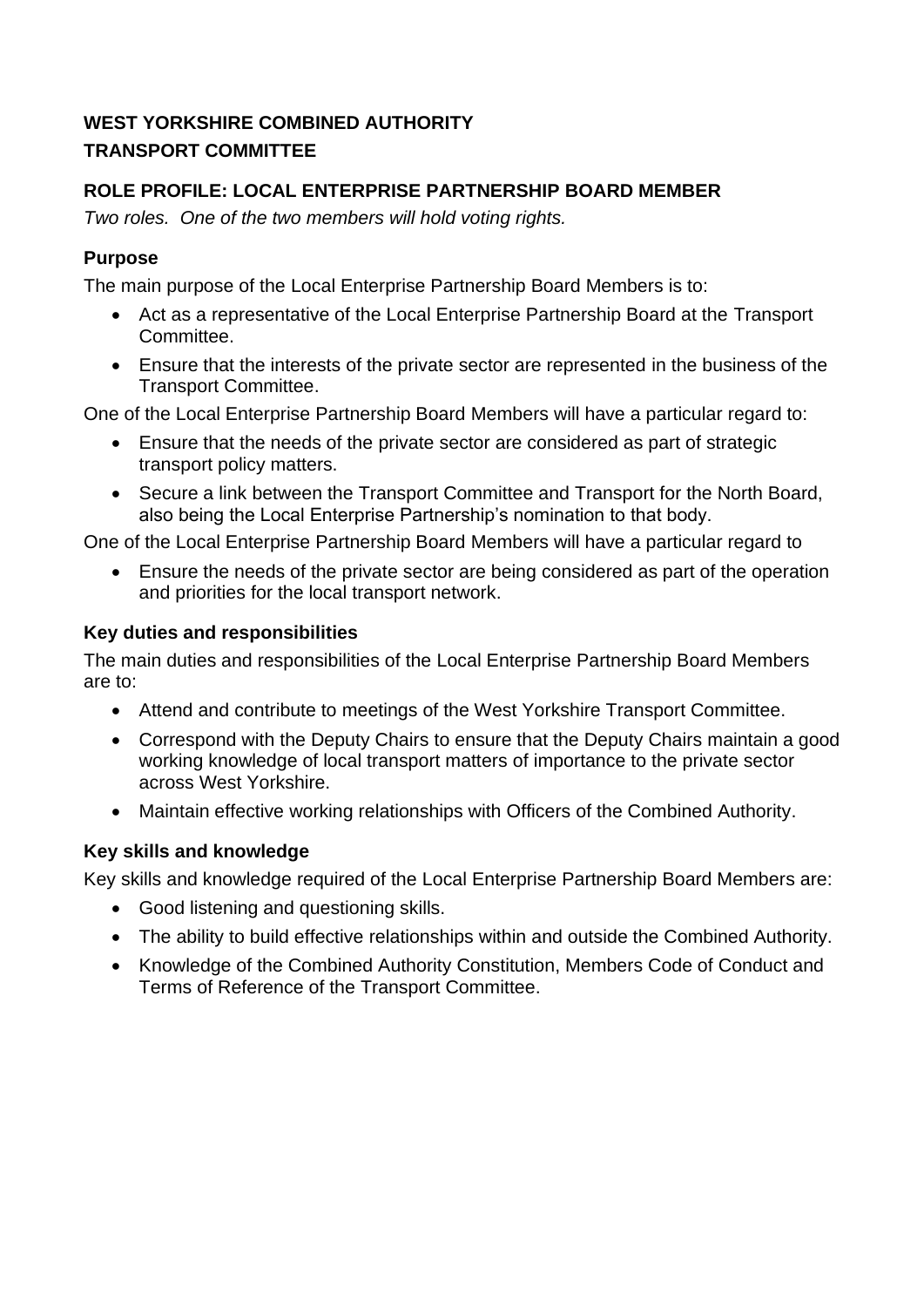**WEST YORKSHIRE COMBINED AUTHORITY**
**TRANSPORT COMMITTEE**

## ROLE PROFILE: LOCAL ENTERPRISE PARTNERSHIP BOARD MEMBER

*Two roles. One of the two members will hold voting rights.*

### Purpose

The main purpose of the Local Enterprise Partnership Board Members is to:

- Act as a representative of the Local Enterprise Partnership Board at the Transport Committee.
- Ensure that the interests of the private sector are represented in the business of the Transport Committee.

One of the Local Enterprise Partnership Board Members will have a particular regard to:

- Ensure that the needs of the private sector are considered as part of strategic transport policy matters.
- Secure a link between the Transport Committee and Transport for the North Board, also being the Local Enterprise Partnership's nomination to that body.

One of the Local Enterprise Partnership Board Members will have a particular regard to

- Ensure the needs of the private sector are being considered as part of the operation and priorities for the local transport network.

### Key duties and responsibilities

The main duties and responsibilities of the Local Enterprise Partnership Board Members are to:

- Attend and contribute to meetings of the West Yorkshire Transport Committee.
- Correspond with the Deputy Chairs to ensure that the Deputy Chairs maintain a good working knowledge of local transport matters of importance to the private sector across West Yorkshire.
- Maintain effective working relationships with Officers of the Combined Authority.

### Key skills and knowledge

Key skills and knowledge required of the Local Enterprise Partnership Board Members are:

- Good listening and questioning skills.
- The ability to build effective relationships within and outside the Combined Authority.
- Knowledge of the Combined Authority Constitution, Members Code of Conduct and Terms of Reference of the Transport Committee.